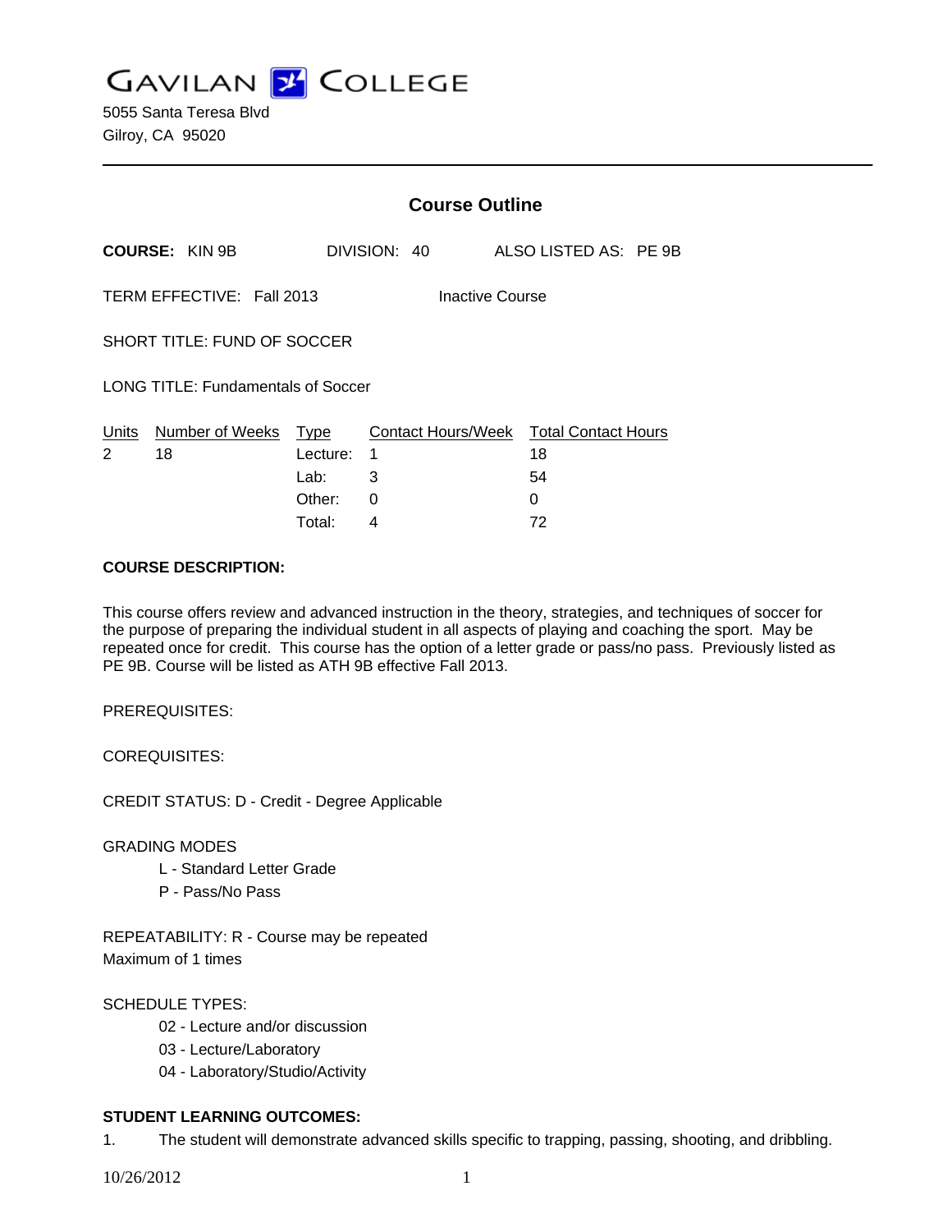# GAVILAN COLLEGE

5055 Santa Teresa Blvd
Gilroy, CA 95020

## Course Outline

**COURSE:** KIN 9B DIVISION: 40 ALSO LISTED AS: PE 9B

TERM EFFECTIVE: Fall 2013 Inactive Course

SHORT TITLE: FUND OF SOCCER

LONG TITLE: Fundamentals of Soccer

| Units | Number of Weeks | Type | Contact Hours/Week | Total Contact Hours |
|---|---|---|---|---|
| 2 | 18 | Lecture: | 1 | 18 |
| | | Lab: | 3 | 54 |
| | | Other: | 0 | 0 |
| | | Total: | 4 | 72 |

**COURSE DESCRIPTION:**

This course offers review and advanced instruction in the theory, strategies, and techniques of soccer for the purpose of preparing the individual student in all aspects of playing and coaching the sport. May be repeated once for credit. This course has the option of a letter grade or pass/no pass. Previously listed as PE 9B. Course will be listed as ATH 9B effective Fall 2013.

PREREQUISITES:

COREQUISITES:

CREDIT STATUS: D - Credit - Degree Applicable

GRADING MODES
- L - Standard Letter Grade
- P - Pass/No Pass

REPEATABILITY: R - Course may be repeated
Maximum of 1 times

SCHEDULE TYPES:
- 02 - Lecture and/or discussion
- 03 - Lecture/Laboratory
- 04 - Laboratory/Studio/Activity

**STUDENT LEARNING OUTCOMES:**

1. The student will demonstrate advanced skills specific to trapping, passing, shooting, and dribbling.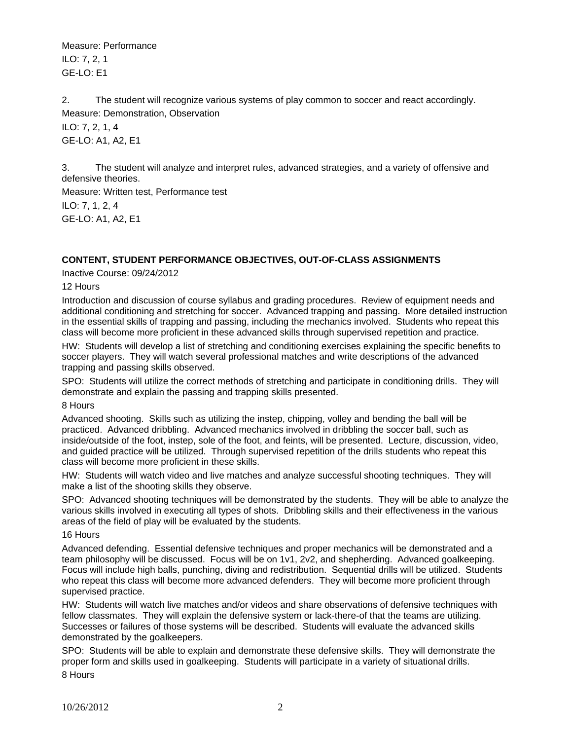Measure: Performance
ILO: 7, 2, 1
GE-LO: E1

2. The student will recognize various systems of play common to soccer and react accordingly.
Measure: Demonstration, Observation
ILO: 7, 2, 1, 4
GE-LO: A1, A2, E1

3. The student will analyze and interpret rules, advanced strategies, and a variety of offensive and defensive theories.
Measure: Written test, Performance test
ILO: 7, 1, 2, 4
GE-LO: A1, A2, E1

**CONTENT, STUDENT PERFORMANCE OBJECTIVES, OUT-OF-CLASS ASSIGNMENTS**

Inactive Course: 09/24/2012

12 Hours

Introduction and discussion of course syllabus and grading procedures. Review of equipment needs and additional conditioning and stretching for soccer. Advanced trapping and passing. More detailed instruction in the essential skills of trapping and passing, including the mechanics involved. Students who repeat this class will become more proficient in these advanced skills through supervised repetition and practice.

HW: Students will develop a list of stretching and conditioning exercises explaining the specific benefits to soccer players. They will watch several professional matches and write descriptions of the advanced trapping and passing skills observed.

SPO: Students will utilize the correct methods of stretching and participate in conditioning drills. They will demonstrate and explain the passing and trapping skills presented.

8 Hours

Advanced shooting. Skills such as utilizing the instep, chipping, volley and bending the ball will be practiced. Advanced dribbling. Advanced mechanics involved in dribbling the soccer ball, such as inside/outside of the foot, instep, sole of the foot, and feints, will be presented. Lecture, discussion, video, and guided practice will be utilized. Through supervised repetition of the drills students who repeat this class will become more proficient in these skills.

HW: Students will watch video and live matches and analyze successful shooting techniques. They will make a list of the shooting skills they observe.

SPO: Advanced shooting techniques will be demonstrated by the students. They will be able to analyze the various skills involved in executing all types of shots. Dribbling skills and their effectiveness in the various areas of the field of play will be evaluated by the students.

16 Hours

Advanced defending. Essential defensive techniques and proper mechanics will be demonstrated and a team philosophy will be discussed. Focus will be on 1v1, 2v2, and shepherding. Advanced goalkeeping. Focus will include high balls, punching, diving and redistribution. Sequential drills will be utilized. Students who repeat this class will become more advanced defenders. They will become more proficient through supervised practice.

HW: Students will watch live matches and/or videos and share observations of defensive techniques with fellow classmates. They will explain the defensive system or lack-there-of that the teams are utilizing. Successes or failures of those systems will be described. Students will evaluate the advanced skills demonstrated by the goalkeepers.

SPO: Students will be able to explain and demonstrate these defensive skills. They will demonstrate the proper form and skills used in goalkeeping. Students will participate in a variety of situational drills.

8 Hours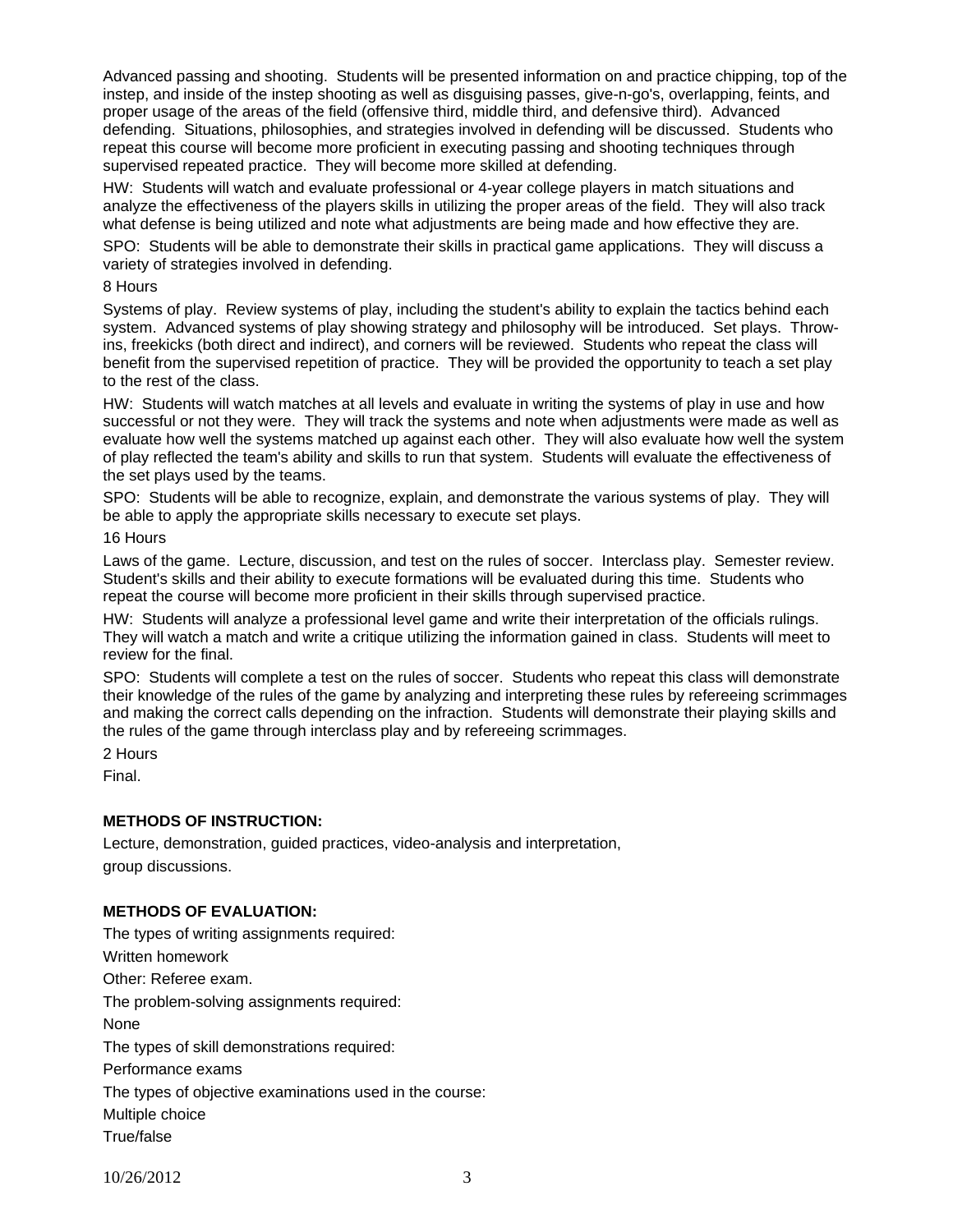Advanced passing and shooting. Students will be presented information on and practice chipping, top of the instep, and inside of the instep shooting as well as disguising passes, give-n-go's, overlapping, feints, and proper usage of the areas of the field (offensive third, middle third, and defensive third). Advanced defending. Situations, philosophies, and strategies involved in defending will be discussed. Students who repeat this course will become more proficient in executing passing and shooting techniques through supervised repeated practice. They will become more skilled at defending.

HW: Students will watch and evaluate professional or 4-year college players in match situations and analyze the effectiveness of the players skills in utilizing the proper areas of the field. They will also track what defense is being utilized and note what adjustments are being made and how effective they are.

SPO: Students will be able to demonstrate their skills in practical game applications. They will discuss a variety of strategies involved in defending.

8 Hours

Systems of play. Review systems of play, including the student's ability to explain the tactics behind each system. Advanced systems of play showing strategy and philosophy will be introduced. Set plays. Throw-ins, freekicks (both direct and indirect), and corners will be reviewed. Students who repeat the class will benefit from the supervised repetition of practice. They will be provided the opportunity to teach a set play to the rest of the class.

HW: Students will watch matches at all levels and evaluate in writing the systems of play in use and how successful or not they were. They will track the systems and note when adjustments were made as well as evaluate how well the systems matched up against each other. They will also evaluate how well the system of play reflected the team's ability and skills to run that system. Students will evaluate the effectiveness of the set plays used by the teams.

SPO: Students will be able to recognize, explain, and demonstrate the various systems of play. They will be able to apply the appropriate skills necessary to execute set plays.

16 Hours

Laws of the game. Lecture, discussion, and test on the rules of soccer. Interclass play. Semester review. Student's skills and their ability to execute formations will be evaluated during this time. Students who repeat the course will become more proficient in their skills through supervised practice.

HW: Students will analyze a professional level game and write their interpretation of the officials rulings. They will watch a match and write a critique utilizing the information gained in class. Students will meet to review for the final.

SPO: Students will complete a test on the rules of soccer. Students who repeat this class will demonstrate their knowledge of the rules of the game by analyzing and interpreting these rules by refereeing scrimmages and making the correct calls depending on the infraction. Students will demonstrate their playing skills and the rules of the game through interclass play and by refereeing scrimmages.

2 Hours

Final.

**METHODS OF INSTRUCTION:**

Lecture, demonstration, guided practices, video-analysis and interpretation, group discussions.

**METHODS OF EVALUATION:**

The types of writing assignments required:

Written homework

Other: Referee exam.

The problem-solving assignments required:

None

The types of skill demonstrations required:

Performance exams

The types of objective examinations used in the course:

Multiple choice

True/false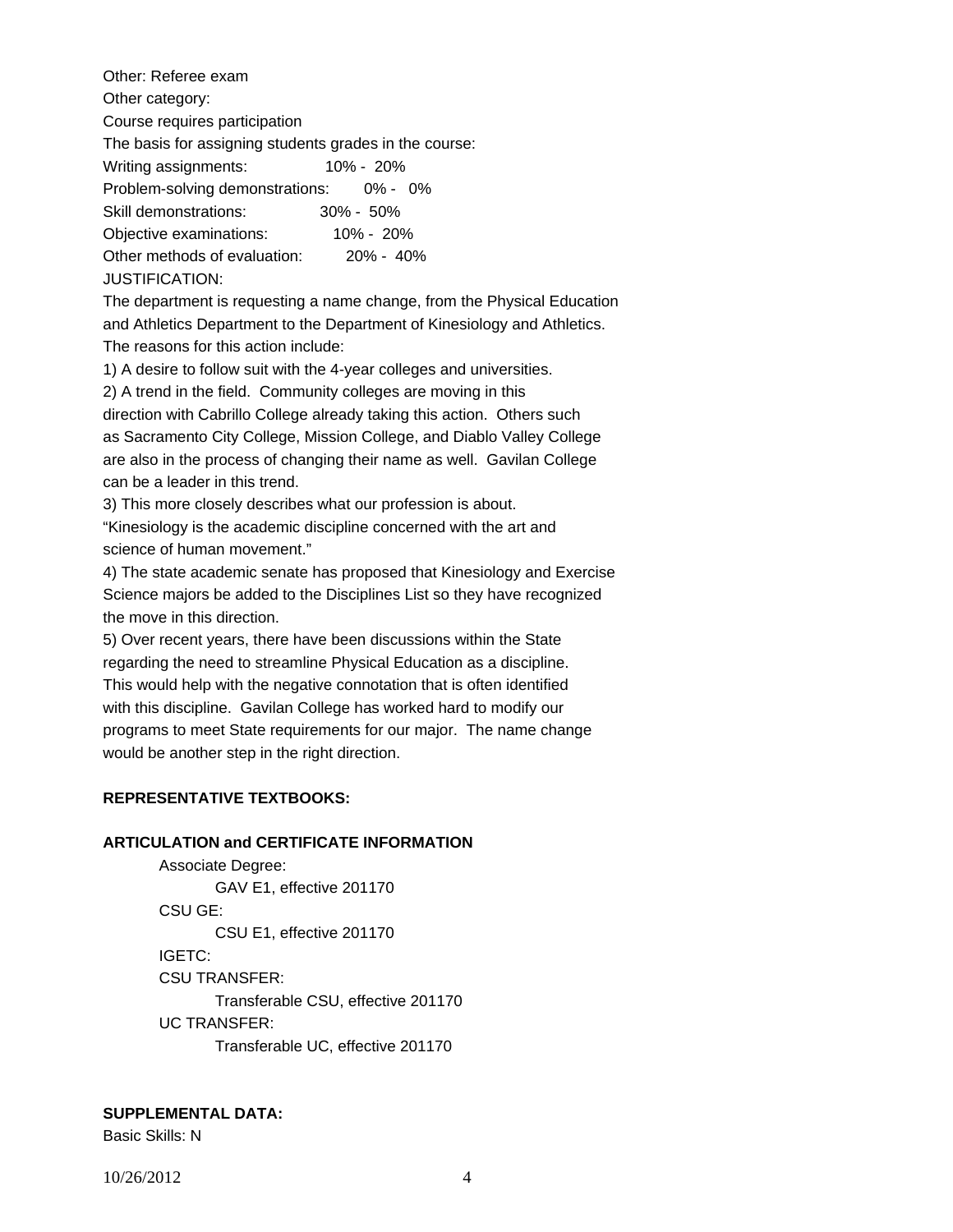Other: Referee exam

Other category:

Course requires participation

The basis for assigning students grades in the course:

Writing assignments: 10% - 20%

Problem-solving demonstrations: 0% - 0%

Skill demonstrations: 30% - 50%

Objective examinations: 10% - 20%

Other methods of evaluation: 20% - 40%

JUSTIFICATION:

The department is requesting a name change, from the Physical Education and Athletics Department to the Department of Kinesiology and Athletics. The reasons for this action include:

1) A desire to follow suit with the 4-year colleges and universities.

2) A trend in the field. Community colleges are moving in this direction with Cabrillo College already taking this action. Others such as Sacramento City College, Mission College, and Diablo Valley College are also in the process of changing their name as well. Gavilan College can be a leader in this trend.

3) This more closely describes what our profession is about. "Kinesiology is the academic discipline concerned with the art and science of human movement."

4) The state academic senate has proposed that Kinesiology and Exercise Science majors be added to the Disciplines List so they have recognized the move in this direction.

5) Over recent years, there have been discussions within the State regarding the need to streamline Physical Education as a discipline. This would help with the negative connotation that is often identified with this discipline. Gavilan College has worked hard to modify our programs to meet State requirements for our major. The name change would be another step in the right direction.

**REPRESENTATIVE TEXTBOOKS:**

**ARTICULATION and CERTIFICATE INFORMATION**

Associate Degree:
- GAV E1, effective 201170

CSU GE:
- CSU E1, effective 201170

IGETC:

CSU TRANSFER:
- Transferable CSU, effective 201170

UC TRANSFER:
- Transferable UC, effective 201170

**SUPPLEMENTAL DATA:**

Basic Skills: N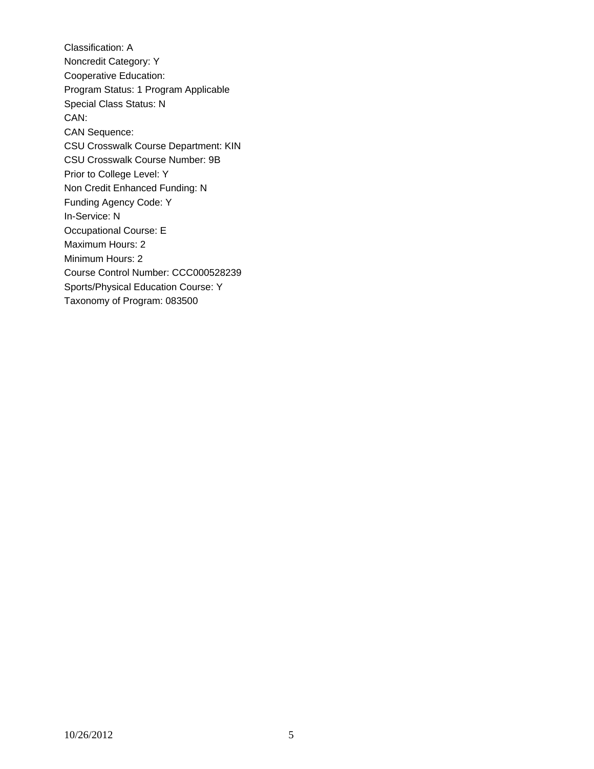Classification: A
Noncredit Category: Y
Cooperative Education:
Program Status: 1 Program Applicable
Special Class Status: N
CAN:
CAN Sequence:
CSU Crosswalk Course Department: KIN
CSU Crosswalk Course Number: 9B
Prior to College Level: Y
Non Credit Enhanced Funding: N
Funding Agency Code: Y
In-Service: N
Occupational Course: E
Maximum Hours: 2
Minimum Hours: 2
Course Control Number: CCC000528239
Sports/Physical Education Course: Y
Taxonomy of Program: 083500